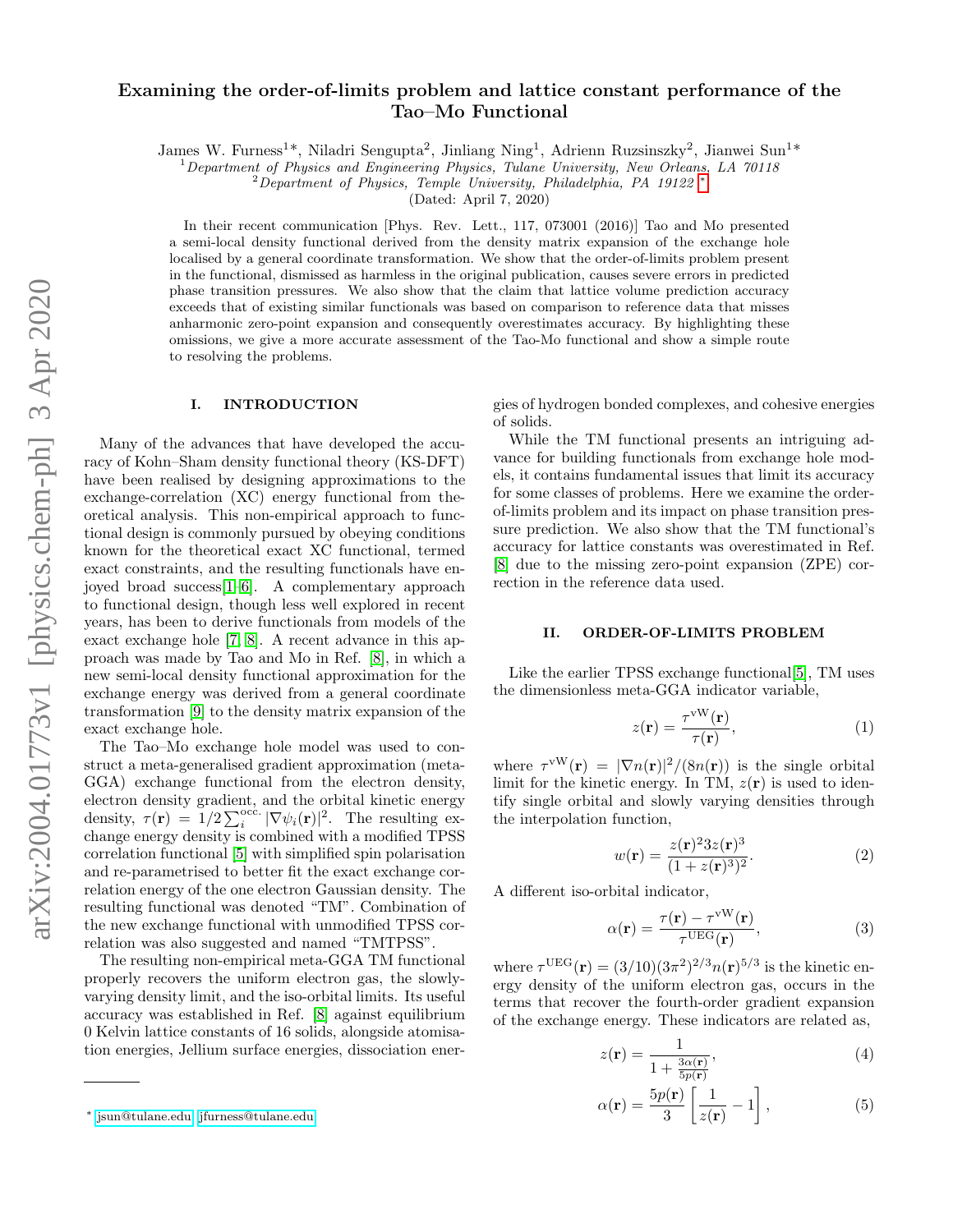# Examining the order-of-limits problem and lattice constant performance of the Tao–Mo Functional

James W. Furness[1]*, Niladri Sengupta[2], Jinliang Ning[1], Adrienn Ruzsinszky[2], Jianwei Sun[1]*

[1] *Department of Physics and Engineering Physics, Tulane University, New Orleans, LA 70118*
[2] *Department of Physics, Temple University, Philadelphia, PA 19122* *

(Dated: April 7, 2020)

In their recent communication [Phys. Rev. Lett., 117, 073001 (2016)] Tao and Mo presented a semi-local density functional derived from the density matrix expansion of the exchange hole localised by a general coordinate transformation. We show that the order-of-limits problem present in the functional, dismissed as harmless in the original publication, causes severe errors in predicted phase transition pressures. We also show that the claim that lattice volume prediction accuracy exceeds that of existing similar functionals was based on comparison to reference data that misses anharmonic zero-point expansion and consequently overestimates accuracy. By highlighting these omissions, we give a more accurate assessment of the Tao-Mo functional and show a simple route to resolving the problems.

## I. INTRODUCTION

Many of the advances that have developed the accuracy of Kohn–Sham density functional theory (KS-DFT) have been realised by designing approximations to the exchange-correlation (XC) energy functional from theoretical analysis. This non-empirical approach to functional design is commonly pursued by obeying conditions known for the theoretical exact XC functional, termed exact constraints, and the resulting functionals have enjoyed broad success[1–6]. A complementary approach to functional design, though less well explored in recent years, has been to derive functionals from models of the exact exchange hole [7, 8]. A recent advance in this approach was made by Tao and Mo in Ref. [8], in which a new semi-local density functional approximation for the exchange energy was derived from a general coordinate transformation [9] to the density matrix expansion of the exact exchange hole.

The Tao–Mo exchange hole model was used to construct a meta-generalised gradient approximation (meta-GGA) exchange functional from the electron density, electron density gradient, and the orbital kinetic energy density, $\tau(\mathbf{r}) = 1/2\sum_i^{\text{occ.}} |\nabla\psi_i(\mathbf{r})|^2$. The resulting exchange energy density is combined with a modified TPSS correlation functional [5] with simplified spin polarisation and re-parametrised to better fit the exact exchange correlation energy of the one electron Gaussian density. The resulting functional was denoted "TM". Combination of the new exchange functional with unmodified TPSS correlation was also suggested and named "TMTPSS".

The resulting non-empirical meta-GGA TM functional properly recovers the uniform electron gas, the slowly-varying density limit, and the iso-orbital limits. Its useful accuracy was established in Ref. [8] against equilibrium 0 Kelvin lattice constants of 16 solids, alongside atomisation energies, Jellium surface energies, dissociation energies of hydrogen bonded complexes, and cohesive energies of solids.

While the TM functional presents an intriguing advance for building functionals from exchange hole models, it contains fundamental issues that limit its accuracy for some classes of problems. Here we examine the order-of-limits problem and its impact on phase transition pressure prediction. We also show that the TM functional's accuracy for lattice constants was overestimated in Ref. [8] due to the missing zero-point expansion (ZPE) correction in the reference data used.

## II. ORDER-OF-LIMITS PROBLEM

Like the earlier TPSS exchange functional[5], TM uses the dimensionless meta-GGA indicator variable,

$$z(\mathbf{r}) = \frac{\tau^{\text{vW}}(\mathbf{r})}{\tau(\mathbf{r})}, \tag{1}$$

where $\tau^{\text{vW}}(\mathbf{r}) = |\nabla n(\mathbf{r})|^2/(8n(\mathbf{r}))$ is the single orbital limit for the kinetic energy. In TM, $z(\mathbf{r})$ is used to identify single orbital and slowly varying densities through the interpolation function,

$$w(\mathbf{r}) = \frac{z(\mathbf{r})^2 3z(\mathbf{r})^3}{(1 + z(\mathbf{r})^3)^2}. \tag{2}$$

A different iso-orbital indicator,

$$\alpha(\mathbf{r}) = \frac{\tau(\mathbf{r}) - \tau^{\text{vW}}(\mathbf{r})}{\tau^{\text{UEG}}(\mathbf{r})}, \tag{3}$$

where $\tau^{\text{UEG}}(\mathbf{r}) = (3/10)(3\pi^2)^{2/3}n(\mathbf{r})^{5/3}$ is the kinetic energy density of the uniform electron gas, occurs in the terms that recover the fourth-order gradient expansion of the exchange energy. These indicators are related as,

$$z(\mathbf{r}) = \frac{1}{1 + \frac{3\alpha(\mathbf{r})}{5p(\mathbf{r})}}, \tag{4}$$

$$\alpha(\mathbf{r}) = \frac{5p(\mathbf{r})}{3}\left[\frac{1}{z(\mathbf{r})} - 1\right], \tag{5}$$

* jsun@tulane.edu; jfurness@tulane.edu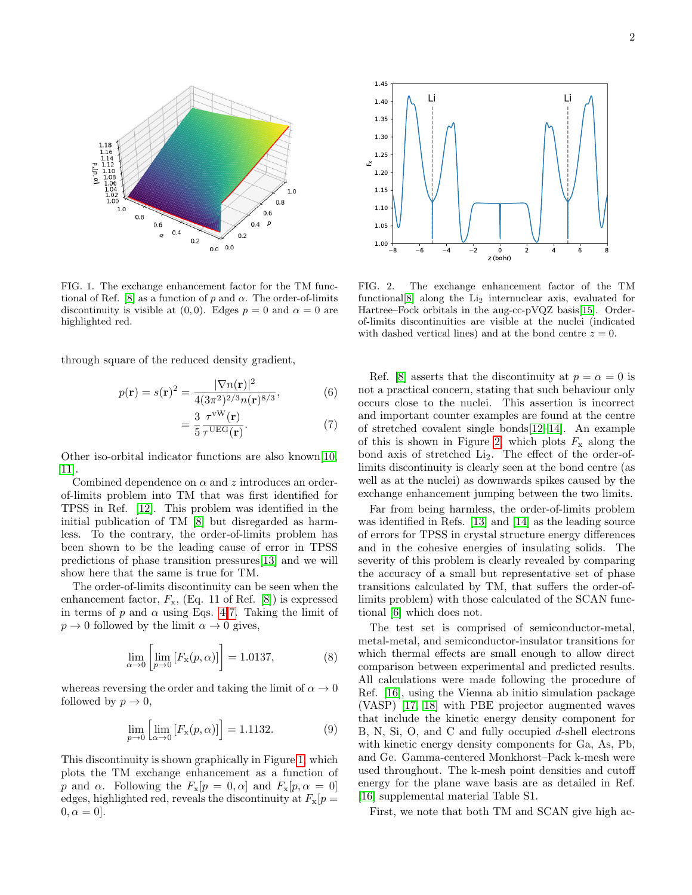FIG. 1. The exchange enhancement factor for the TM functional of Ref. [8] as a function of $p$ and $\alpha$. The order-of-limits discontinuity is visible at $(0, 0)$. Edges $p = 0$ and $\alpha = 0$ are highlighted red.

FIG. 2. The exchange enhancement factor of the TM functional[8] along the $Li_2$ internuclear axis, evaluated for Hartree–Fock orbitals in the aug-cc-pVQZ basis[15]. Order-of-limits discontinuities are visible at the nuclei (indicated with dashed vertical lines) and at the bond centre $z = 0$.

through square of the reduced density gradient,

$$p(\mathbf{r}) = s(\mathbf{r})^2 = \frac{|\nabla n(\mathbf{r})|^2}{4(3\pi^2)^{2/3} n(\mathbf{r})^{8/3}}, \tag{6}$$

$$= \frac{3}{5} \frac{\tau^{\mathrm{vW}}(\mathbf{r})}{\tau^{\mathrm{UEG}}(\mathbf{r})}. \tag{7}$$

Other iso-orbital indicator functions are also known[10, 11].

Combined dependence on $\alpha$ and $z$ introduces an order-of-limits problem into TM that was first identified for TPSS in Ref. [12]. This problem was identified in the initial publication of TM [8] but disregarded as harmless. To the contrary, the order-of-limits problem has been shown to be the leading cause of error in TPSS predictions of phase transition pressures[13] and we will show here that the same is true for TM.

The order-of-limits discontinuity can be seen when the enhancement factor, $F_{\mathrm{x}}$, (Eq. 11 of Ref. [8]) is expressed in terms of $p$ and $\alpha$ using Eqs. 4-7. Taking the limit of $p \to 0$ followed by the limit $\alpha \to 0$ gives,

$$\lim_{\alpha \to 0} \left[ \lim_{p \to 0} \left[ F_{\mathrm{x}}(p, \alpha) \right] \right] = 1.0137, \tag{8}$$

whereas reversing the order and taking the limit of $\alpha \to 0$ followed by $p \to 0$,

$$\lim_{p \to 0} \left[ \lim_{\alpha \to 0} \left[ F_{\mathrm{x}}(p, \alpha) \right] \right] = 1.1132. \tag{9}$$

This discontinuity is shown graphically in Figure 1 which plots the TM exchange enhancement as a function of $p$ and $\alpha$. Following the $F_{\mathrm{x}}[p = 0, \alpha]$ and $F_{\mathrm{x}}[p, \alpha = 0]$ edges, highlighted red, reveals the discontinuity at $F_{\mathrm{x}}[p = 0, \alpha = 0]$.

Ref. [8] asserts that the discontinuity at $p = \alpha = 0$ is not a practical concern, stating that such behaviour only occurs close to the nuclei. This assertion is incorrect and important counter examples are found at the centre of stretched covalent single bonds[12–14]. An example of this is shown in Figure 2, which plots $F_{\mathrm{x}}$ along the bond axis of stretched $Li_2$. The effect of the order-of-limits discontinuity is clearly seen at the bond centre (as well as at the nuclei) as downwards spikes caused by the exchange enhancement jumping between the two limits.

Far from being harmless, the order-of-limits problem was identified in Refs. [13] and [14] as the leading source of errors for TPSS in crystal structure energy differences and in the cohesive energies of insulating solids. The severity of this problem is clearly revealed by comparing the accuracy of a small but representative set of phase transitions calculated by TM, that suffers the order-of-limits problem) with those calculated of the SCAN functional [6] which does not.

The test set is comprised of semiconductor-metal, metal-metal, and semiconductor-insulator transitions for which thermal effects are small enough to allow direct comparison between experimental and predicted results. All calculations were made following the procedure of Ref. [16], using the Vienna ab initio simulation package (VASP) [17, 18] with PBE projector augmented waves that include the kinetic energy density component for B, N, Si, O, and C and fully occupied $d$-shell electrons with kinetic energy density components for Ga, As, Pb, and Ge. Gamma-centered Monkhorst–Pack k-mesh were used throughout. The k-mesh point densities and cutoff energy for the plane wave basis are as detailed in Ref. [16] supplemental material Table S1.

First, we note that both TM and SCAN give high ac-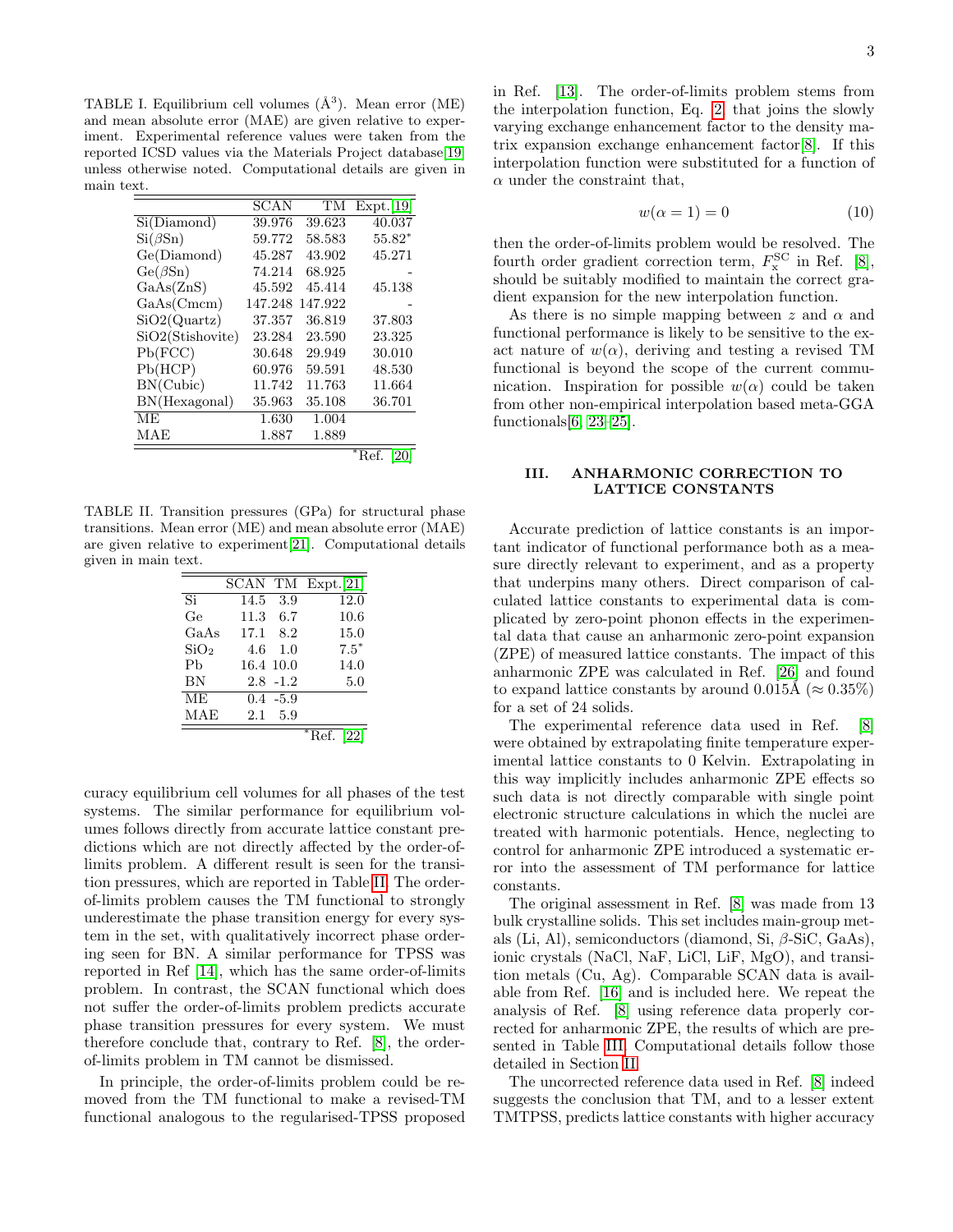TABLE I. Equilibrium cell volumes (Å$^3$). Mean error (ME) and mean absolute error (MAE) are given relative to experiment. Experimental reference values were taken from the reported ICSD values via the Materials Project database[19] unless otherwise noted. Computational details are given in main text.

| | SCAN | TM | Expt.[19] |
|---|---|---|---|
| Si(Diamond) | 39.976 | 39.623 | 40.037 |
| Si($\beta$Sn) | 59.772 | 58.583 | 55.82* |
| Ge(Diamond) | 45.287 | 43.902 | 45.271 |
| Ge($\beta$Sn) | 74.214 | 68.925 | - |
| GaAs(ZnS) | 45.592 | 45.414 | 45.138 |
| GaAs(Cmcm) | 147.248 | 147.922 | - |
| SiO2(Quartz) | 37.357 | 36.819 | 37.803 |
| SiO2(Stishovite) | 23.284 | 23.590 | 23.325 |
| Pb(FCC) | 30.648 | 29.949 | 30.010 |
| Pb(HCP) | 60.976 | 59.591 | 48.530 |
| BN(Cubic) | 11.742 | 11.763 | 11.664 |
| BN(Hexagonal) | 35.963 | 35.108 | 36.701 |
| ME | 1.630 | 1.004 | |
| MAE | 1.887 | 1.889 | |

*Ref. [20]

TABLE II. Transition pressures (GPa) for structural phase transitions. Mean error (ME) and mean absolute error (MAE) are given relative to experiment[21]. Computational details given in main text.

| | SCAN | TM | Expt.[21] |
|---|---|---|---|
| Si | 14.5 | 3.9 | 12.0 |
| Ge | 11.3 | 6.7 | 10.6 |
| GaAs | 17.1 | 8.2 | 15.0 |
| $SiO_2$ | 4.6 | 1.0 | 7.5* |
| Pb | 16.4 | 10.0 | 14.0 |
| BN | 2.8 | -1.2 | 5.0 |
| ME | 0.4 | -5.9 | |
| MAE | 2.1 | 5.9 | |

*Ref. [22]

curacy equilibrium cell volumes for all phases of the test systems. The similar performance for equilibrium volumes follows directly from accurate lattice constant predictions which are not directly affected by the order-of-limits problem. A different result is seen for the transition pressures, which are reported in Table II. The order-of-limits problem causes the TM functional to strongly underestimate the phase transition energy for every system in the set, with qualitatively incorrect phase ordering seen for BN. A similar performance for TPSS was reported in Ref [14], which has the same order-of-limits problem. In contrast, the SCAN functional which does not suffer the order-of-limits problem predicts accurate phase transition pressures for every system. We must therefore conclude that, contrary to Ref. [8], the order-of-limits problem in TM cannot be dismissed.

In principle, the order-of-limits problem could be removed from the TM functional to make a revised-TM functional analogous to the regularised-TPSS proposed in Ref. [13]. The order-of-limits problem stems from the interpolation function, Eq. 2 that joins the slowly varying exchange enhancement factor to the density matrix expansion exchange enhancement factor[8]. If this interpolation function were substituted for a function of $\alpha$ under the constraint that,

$$w(\alpha = 1) = 0 \tag{10}$$

then the order-of-limits problem would be resolved. The fourth order gradient correction term, $F_{\rm x}^{\rm SC}$ in Ref. [8], should be suitably modified to maintain the correct gradient expansion for the new interpolation function.

As there is no simple mapping between $z$ and $\alpha$ and functional performance is likely to be sensitive to the exact nature of $w(\alpha)$, deriving and testing a revised TM functional is beyond the scope of the current communication. Inspiration for possible $w(\alpha)$ could be taken from other non-empirical interpolation based meta-GGA functionals[6, 23–25].

## III. ANHARMONIC CORRECTION TO LATTICE CONSTANTS

Accurate prediction of lattice constants is an important indicator of functional performance both as a measure directly relevant to experiment, and as a property that underpins many others. Direct comparison of calculated lattice constants to experimental data is complicated by zero-point phonon effects in the experimental data that cause an anharmonic zero-point expansion (ZPE) of measured lattice constants. The impact of this anharmonic ZPE was calculated in Ref. [26] and found to expand lattice constants by around 0.015Å ($\approx 0.35\%$) for a set of 24 solids.

The experimental reference data used in Ref. [8] were obtained by extrapolating finite temperature experimental lattice constants to 0 Kelvin. Extrapolating in this way implicitly includes anharmonic ZPE effects so such data is not directly comparable with single point electronic structure calculations in which the nuclei are treated with harmonic potentials. Hence, neglecting to control for anharmonic ZPE introduced a systematic error into the assessment of TM performance for lattice constants.

The original assessment in Ref. [8] was made from 13 bulk crystalline solids. This set includes main-group metals (Li, Al), semiconductors (diamond, Si, $\beta$-SiC, GaAs), ionic crystals (NaCl, NaF, LiCl, LiF, MgO), and transition metals (Cu, Ag). Comparable SCAN data is available from Ref. [16] and is included here. We repeat the analysis of Ref. [8] using reference data properly corrected for anharmonic ZPE, the results of which are presented in Table III. Computational details follow those detailed in Section II.

The uncorrected reference data used in Ref. [8] indeed suggests the conclusion that TM, and to a lesser extent TMTPSS, predicts lattice constants with higher accuracy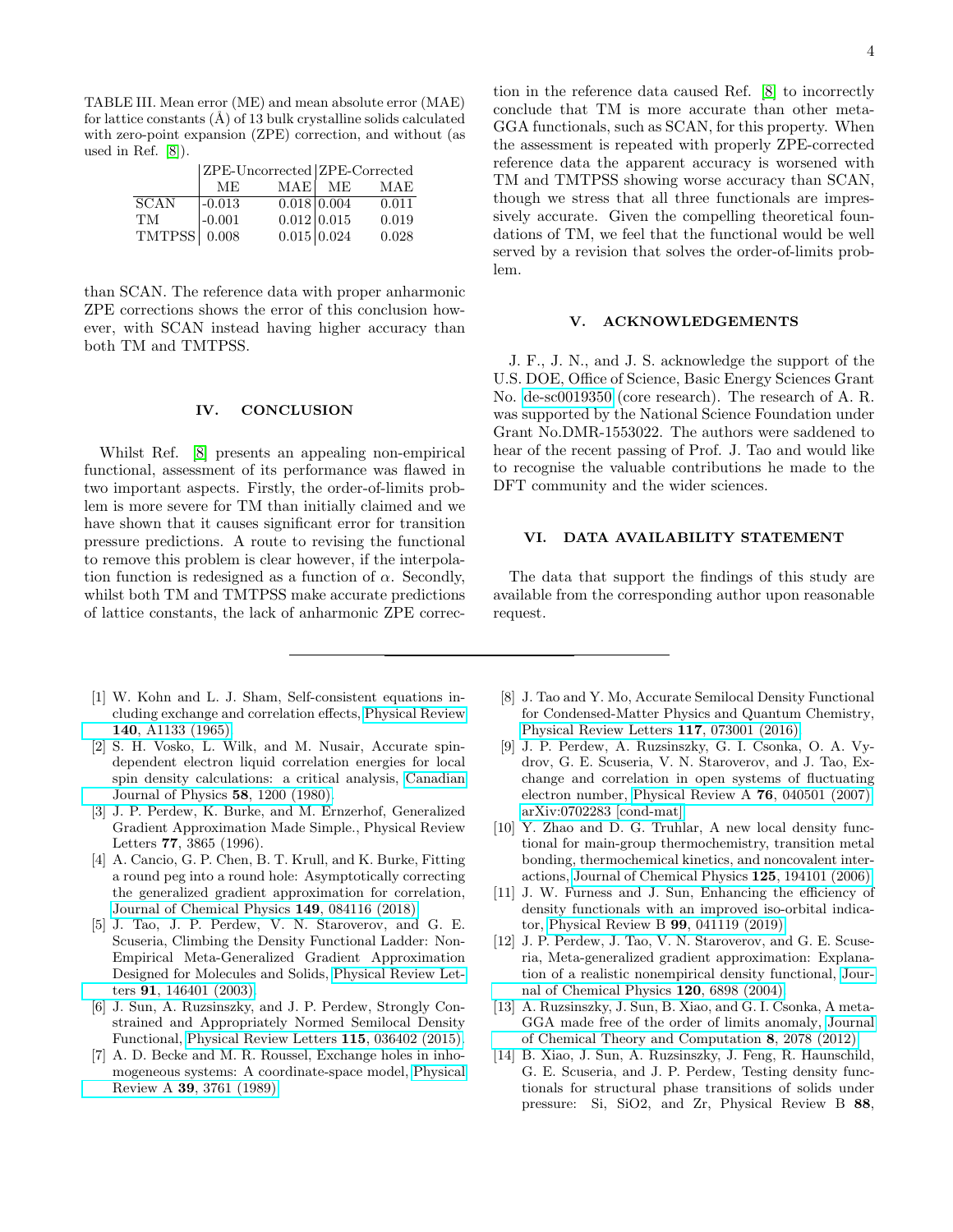TABLE III. Mean error (ME) and mean absolute error (MAE) for lattice constants (Å) of 13 bulk crystalline solids calculated with zero-point expansion (ZPE) correction, and without (as used in Ref. [8]).

| | ZPE-Uncorrected | | ZPE-Corrected | |
|---|---|---|---|---|
| | ME | MAE | ME | MAE |
| SCAN | -0.013 | 0.018 | 0.004 | 0.011 |
| TM | -0.001 | 0.012 | 0.015 | 0.019 |
| TMTPSS | 0.008 | 0.015 | 0.024 | 0.028 |

than SCAN. The reference data with proper anharmonic ZPE corrections shows the error of this conclusion however, with SCAN instead having higher accuracy than both TM and TMTPSS.

## IV. CONCLUSION

Whilst Ref. [8] presents an appealing non-empirical functional, assessment of its performance was flawed in two important aspects. Firstly, the order-of-limits problem is more severe for TM than initially claimed and we have shown that it causes significant error for transition pressure predictions. A route to revising the functional to remove this problem is clear however, if the interpolation function is redesigned as a function of $\alpha$. Secondly, whilst both TM and TMTPSS make accurate predictions of lattice constants, the lack of anharmonic ZPE correction in the reference data caused Ref. [8] to incorrectly conclude that TM is more accurate than other meta-GGA functionals, such as SCAN, for this property. When the assessment is repeated with properly ZPE-corrected reference data the apparent accuracy is worsened with TM and TMTPSS showing worse accuracy than SCAN, though we stress that all three functionals are impressively accurate. Given the compelling theoretical foundations of TM, we feel that the functional would be well served by a revision that solves the order-of-limits problem.

## V. ACKNOWLEDGEMENTS

J. F., J. N., and J. S. acknowledge the support of the U.S. DOE, Office of Science, Basic Energy Sciences Grant No. de-sc0019350 (core research). The research of A. R. was supported by the National Science Foundation under Grant No.DMR-1553022. The authors were saddened to hear of the recent passing of Prof. J. Tao and would like to recognise the valuable contributions he made to the DFT community and the wider sciences.

## VI. DATA AVAILABILITY STATEMENT

The data that support the findings of this study are available from the corresponding author upon reasonable request.

---

[1] W. Kohn and L. J. Sham, Self-consistent equations including exchange and correlation effects, Physical Review **140**, A1133 (1965).

[2] S. H. Vosko, L. Wilk, and M. Nusair, Accurate spin-dependent electron liquid correlation energies for local spin density calculations: a critical analysis, Canadian Journal of Physics **58**, 1200 (1980).

[3] J. P. Perdew, K. Burke, and M. Ernzerhof, Generalized Gradient Approximation Made Simple., Physical Review Letters **77**, 3865 (1996).

[4] A. Cancio, G. P. Chen, B. T. Krull, and K. Burke, Fitting a round peg into a round hole: Asymptotically correcting the generalized gradient approximation for correlation, Journal of Chemical Physics **149**, 084116 (2018).

[5] J. Tao, J. P. Perdew, V. N. Staroverov, and G. E. Scuseria, Climbing the Density Functional Ladder: Non-Empirical Meta-Generalized Gradient Approximation Designed for Molecules and Solids, Physical Review Letters **91**, 146401 (2003).

[6] J. Sun, A. Ruzsinszky, and J. P. Perdew, Strongly Constrained and Appropriately Normed Semilocal Density Functional, Physical Review Letters **115**, 036402 (2015).

[7] A. D. Becke and M. R. Roussel, Exchange holes in inhomogeneous systems: A coordinate-space model, Physical Review A **39**, 3761 (1989).

[8] J. Tao and Y. Mo, Accurate Semilocal Density Functional for Condensed-Matter Physics and Quantum Chemistry, Physical Review Letters **117**, 073001 (2016).

[9] J. P. Perdew, A. Ruzsinszky, G. I. Csonka, O. A. Vydrov, G. E. Scuseria, V. N. Staroverov, and J. Tao, Exchange and correlation in open systems of fluctuating electron number, Physical Review A **76**, 040501 (2007), arXiv:0702283 [cond-mat].

[10] Y. Zhao and D. G. Truhlar, A new local density functional for main-group thermochemistry, transition metal bonding, thermochemical kinetics, and noncovalent interactions, Journal of Chemical Physics **125**, 194101 (2006).

[11] J. W. Furness and J. Sun, Enhancing the efficiency of density functionals with an improved iso-orbital indicator, Physical Review B **99**, 041119 (2019).

[12] J. P. Perdew, J. Tao, V. N. Staroverov, and G. E. Scuseria, Meta-generalized gradient approximation: Explanation of a realistic nonempirical density functional, Journal of Chemical Physics **120**, 6898 (2004).

[13] A. Ruzsinszky, J. Sun, B. Xiao, and G. I. Csonka, A meta-GGA made free of the order of limits anomaly, Journal of Chemical Theory and Computation **8**, 2078 (2012).

[14] B. Xiao, J. Sun, A. Ruzsinszky, J. Feng, R. Haunschild, G. E. Scuseria, and J. P. Perdew, Testing density functionals for structural phase transitions of solids under pressure: Si, SiO2, and Zr, Physical Review B **88**,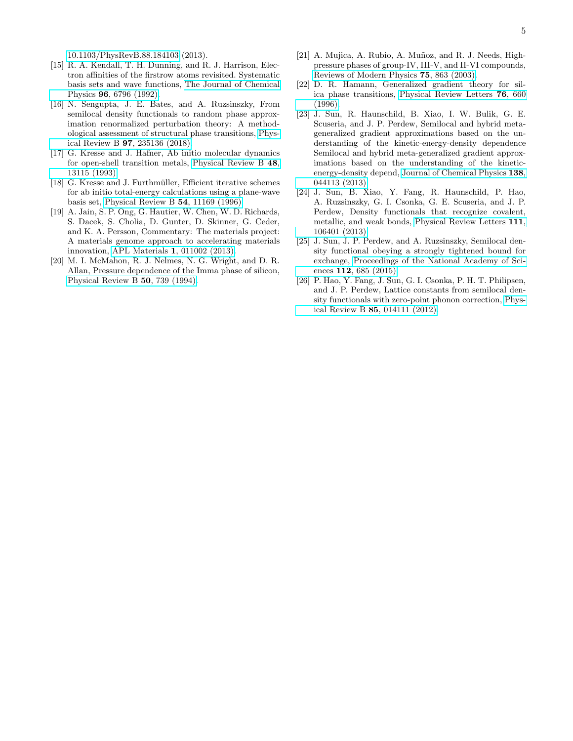10.1103/PhysRevB.88.184103 (2013).

[15] R. A. Kendall, T. H. Dunning, and R. J. Harrison, Electron affinities of the firstrow atoms revisited. Systematic basis sets and wave functions, The Journal of Chemical Physics **96**, 6796 (1992).

[16] N. Sengupta, J. E. Bates, and A. Ruzsinszky, From semilocal density functionals to random phase approximation renormalized perturbation theory: A methodological assessment of structural phase transitions, Physical Review B **97**, 235136 (2018).

[17] G. Kresse and J. Hafner, Ab initio molecular dynamics for open-shell transition metals, Physical Review B **48**, 13115 (1993).

[18] G. Kresse and J. Furthmüller, Efficient iterative schemes for ab initio total-energy calculations using a plane-wave basis set, Physical Review B **54**, 11169 (1996).

[19] A. Jain, S. P. Ong, G. Hautier, W. Chen, W. D. Richards, S. Dacek, S. Cholia, D. Gunter, D. Skinner, G. Ceder, and K. A. Persson, Commentary: The materials project: A materials genome approach to accelerating materials innovation, APL Materials **1**, 011002 (2013).

[20] M. I. McMahon, R. J. Nelmes, N. G. Wright, and D. R. Allan, Pressure dependence of the Imma phase of silicon, Physical Review B **50**, 739 (1994).

[21] A. Mujica, A. Rubio, A. Muñoz, and R. J. Needs, High-pressure phases of group-IV, III-V, and II-VI compounds, Reviews of Modern Physics **75**, 863 (2003).

[22] D. R. Hamann, Generalized gradient theory for silica phase transitions, Physical Review Letters **76**, 660 (1996).

[23] J. Sun, R. Haunschild, B. Xiao, I. W. Bulik, G. E. Scuseria, and J. P. Perdew, Semilocal and hybrid meta-generalized gradient approximations based on the understanding of the kinetic-energy-density dependence Semilocal and hybrid meta-generalized gradient approximations based on the understanding of the kinetic-energy-density depend, Journal of Chemical Physics **138**, 044113 (2013).

[24] J. Sun, B. Xiao, Y. Fang, R. Haunschild, P. Hao, A. Ruzsinszky, G. I. Csonka, G. E. Scuseria, and J. P. Perdew, Density functionals that recognize covalent, metallic, and weak bonds, Physical Review Letters **111**, 106401 (2013).

[25] J. Sun, J. P. Perdew, and A. Ruzsinszky, Semilocal density functional obeying a strongly tightened bound for exchange, Proceedings of the National Academy of Sciences **112**, 685 (2015).

[26] P. Hao, Y. Fang, J. Sun, G. I. Csonka, P. H. T. Philipsen, and J. P. Perdew, Lattice constants from semilocal density functionals with zero-point phonon correction, Physical Review B **85**, 014111 (2012).